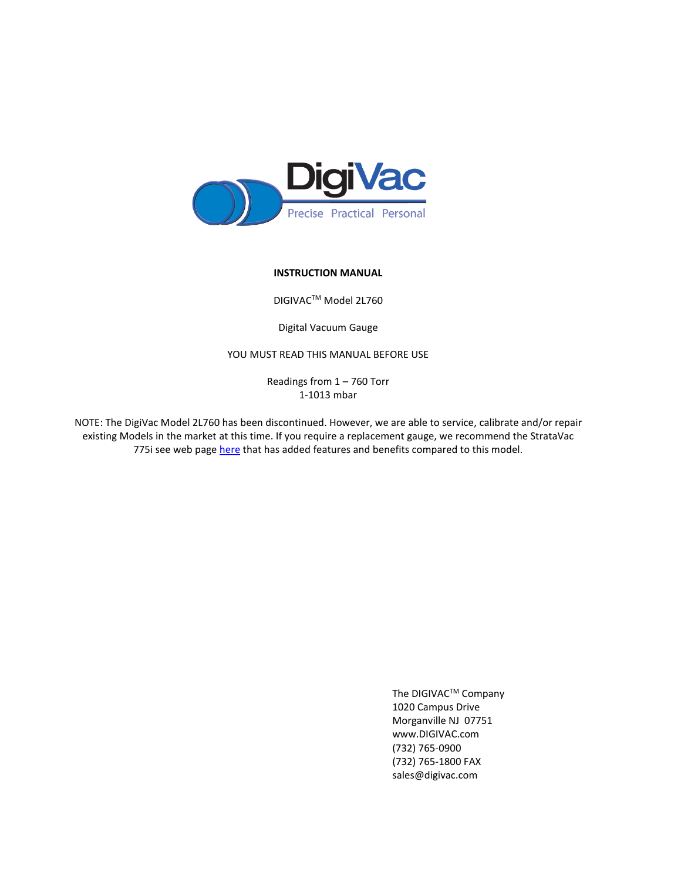DigiVac

Precise Practical Personal

**INSTRUCTION MANUAL**

DIGIVAC$^{TM}$ Model 2L760

Digital Vacuum Gauge

YOU MUST READ THIS MANUAL BEFORE USE

Readings from 1 – 760 Torr
1-1013 mbar

NOTE: The DigiVac Model 2L760 has been discontinued. However, we are able to service, calibrate and/or repair existing Models in the market at this time. If you require a replacement gauge, we recommend the StrataVac 775i see web page here that has added features and benefits compared to this model.

The DIGIVAC$^{TM}$ Company
1020 Campus Drive
Morganville NJ 07751
www.DIGIVAC.com
(732) 765-0900
(732) 765-1800 FAX
sales@digivac.com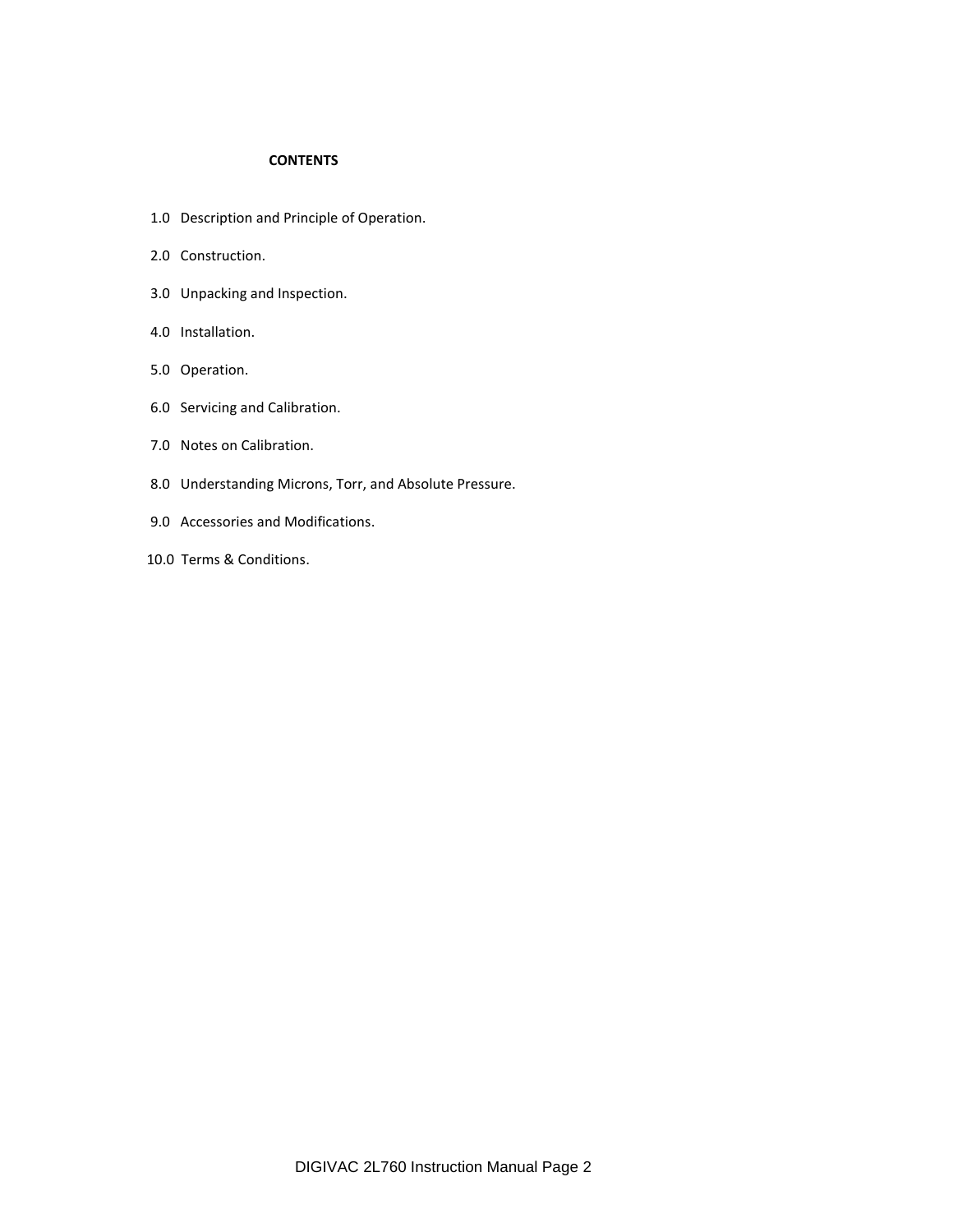# CONTENTS

1.0 Description and Principle of Operation.

2.0 Construction.

3.0 Unpacking and Inspection.

4.0 Installation.

5.0 Operation.

6.0 Servicing and Calibration.

7.0 Notes on Calibration.

8.0 Understanding Microns, Torr, and Absolute Pressure.

9.0 Accessories and Modifications.

10.0 Terms & Conditions.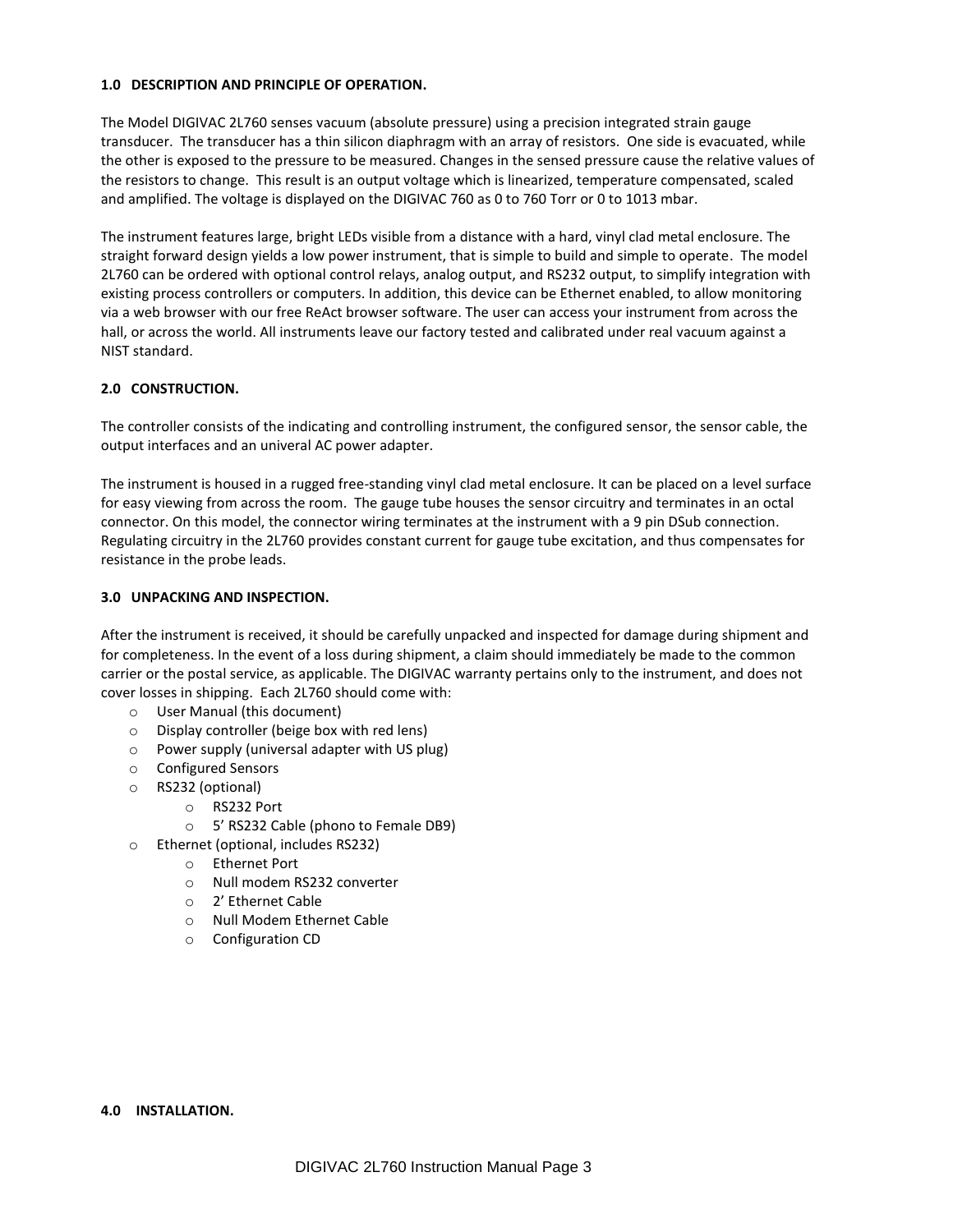## 1.0 DESCRIPTION AND PRINCIPLE OF OPERATION.

The Model DIGIVAC 2L760 senses vacuum (absolute pressure) using a precision integrated strain gauge transducer. The transducer has a thin silicon diaphragm with an array of resistors. One side is evacuated, while the other is exposed to the pressure to be measured. Changes in the sensed pressure cause the relative values of the resistors to change. This result is an output voltage which is linearized, temperature compensated, scaled and amplified. The voltage is displayed on the DIGIVAC 760 as 0 to 760 Torr or 0 to 1013 mbar.

The instrument features large, bright LEDs visible from a distance with a hard, vinyl clad metal enclosure. The straight forward design yields a low power instrument, that is simple to build and simple to operate. The model 2L760 can be ordered with optional control relays, analog output, and RS232 output, to simplify integration with existing process controllers or computers. In addition, this device can be Ethernet enabled, to allow monitoring via a web browser with our free ReAct browser software. The user can access your instrument from across the hall, or across the world. All instruments leave our factory tested and calibrated under real vacuum against a NIST standard.

## 2.0 CONSTRUCTION.

The controller consists of the indicating and controlling instrument, the configured sensor, the sensor cable, the output interfaces and an univeral AC power adapter.

The instrument is housed in a rugged free-standing vinyl clad metal enclosure. It can be placed on a level surface for easy viewing from across the room. The gauge tube houses the sensor circuitry and terminates in an octal connector. On this model, the connector wiring terminates at the instrument with a 9 pin DSub connection. Regulating circuitry in the 2L760 provides constant current for gauge tube excitation, and thus compensates for resistance in the probe leads.

## 3.0 UNPACKING AND INSPECTION.

After the instrument is received, it should be carefully unpacked and inspected for damage during shipment and for completeness. In the event of a loss during shipment, a claim should immediately be made to the common carrier or the postal service, as applicable. The DIGIVAC warranty pertains only to the instrument, and does not cover losses in shipping. Each 2L760 should come with:

- User Manual (this document)
- Display controller (beige box with red lens)
- Power supply (universal adapter with US plug)
- Configured Sensors
- RS232 (optional)
  - RS232 Port
  - 5' RS232 Cable (phono to Female DB9)
- Ethernet (optional, includes RS232)
  - Ethernet Port
  - Null modem RS232 converter
  - 2' Ethernet Cable
  - Null Modem Ethernet Cable
  - Configuration CD

## 4.0 INSTALLATION.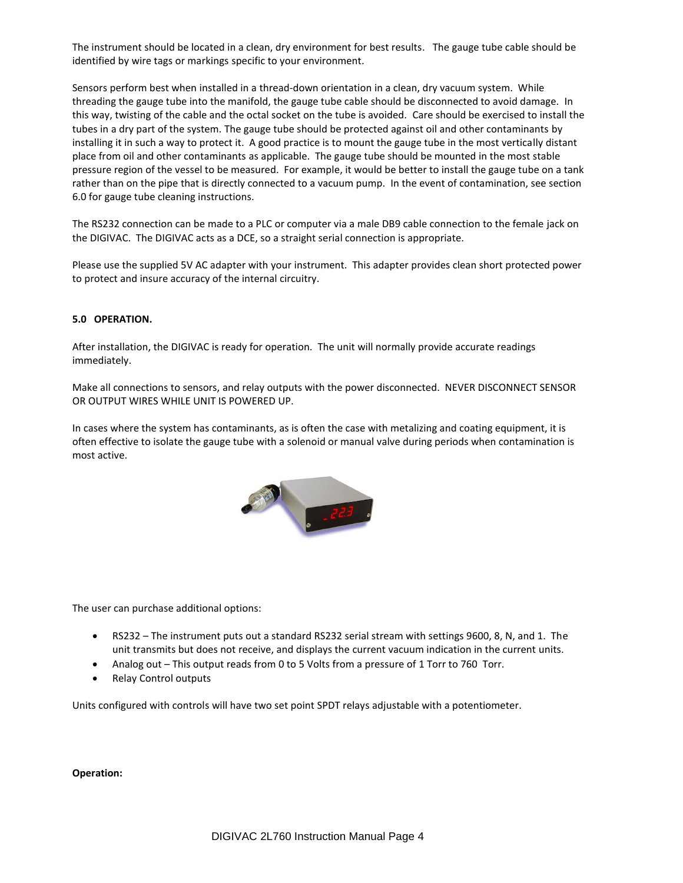The instrument should be located in a clean, dry environment for best results. The gauge tube cable should be identified by wire tags or markings specific to your environment.

Sensors perform best when installed in a thread-down orientation in a clean, dry vacuum system. While threading the gauge tube into the manifold, the gauge tube cable should be disconnected to avoid damage. In this way, twisting of the cable and the octal socket on the tube is avoided. Care should be exercised to install the tubes in a dry part of the system. The gauge tube should be protected against oil and other contaminants by installing it in such a way to protect it. A good practice is to mount the gauge tube in the most vertically distant place from oil and other contaminants as applicable. The gauge tube should be mounted in the most stable pressure region of the vessel to be measured. For example, it would be better to install the gauge tube on a tank rather than on the pipe that is directly connected to a vacuum pump. In the event of contamination, see section 6.0 for gauge tube cleaning instructions.

The RS232 connection can be made to a PLC or computer via a male DB9 cable connection to the female jack on the DIGIVAC. The DIGIVAC acts as a DCE, so a straight serial connection is appropriate.

Please use the supplied 5V AC adapter with your instrument. This adapter provides clean short protected power to protect and insure accuracy of the internal circuitry.

## 5.0 OPERATION.

After installation, the DIGIVAC is ready for operation. The unit will normally provide accurate readings immediately.

Make all connections to sensors, and relay outputs with the power disconnected. NEVER DISCONNECT SENSOR OR OUTPUT WIRES WHILE UNIT IS POWERED UP.

In cases where the system has contaminants, as is often the case with metalizing and coating equipment, it is often effective to isolate the gauge tube with a solenoid or manual valve during periods when contamination is most active.

The user can purchase additional options:

- RS232 – The instrument puts out a standard RS232 serial stream with settings 9600, 8, N, and 1. The unit transmits but does not receive, and displays the current vacuum indication in the current units.
- Analog out – This output reads from 0 to 5 Volts from a pressure of 1 Torr to 760 Torr.
- Relay Control outputs

Units configured with controls will have two set point SPDT relays adjustable with a potentiometer.

**Operation:**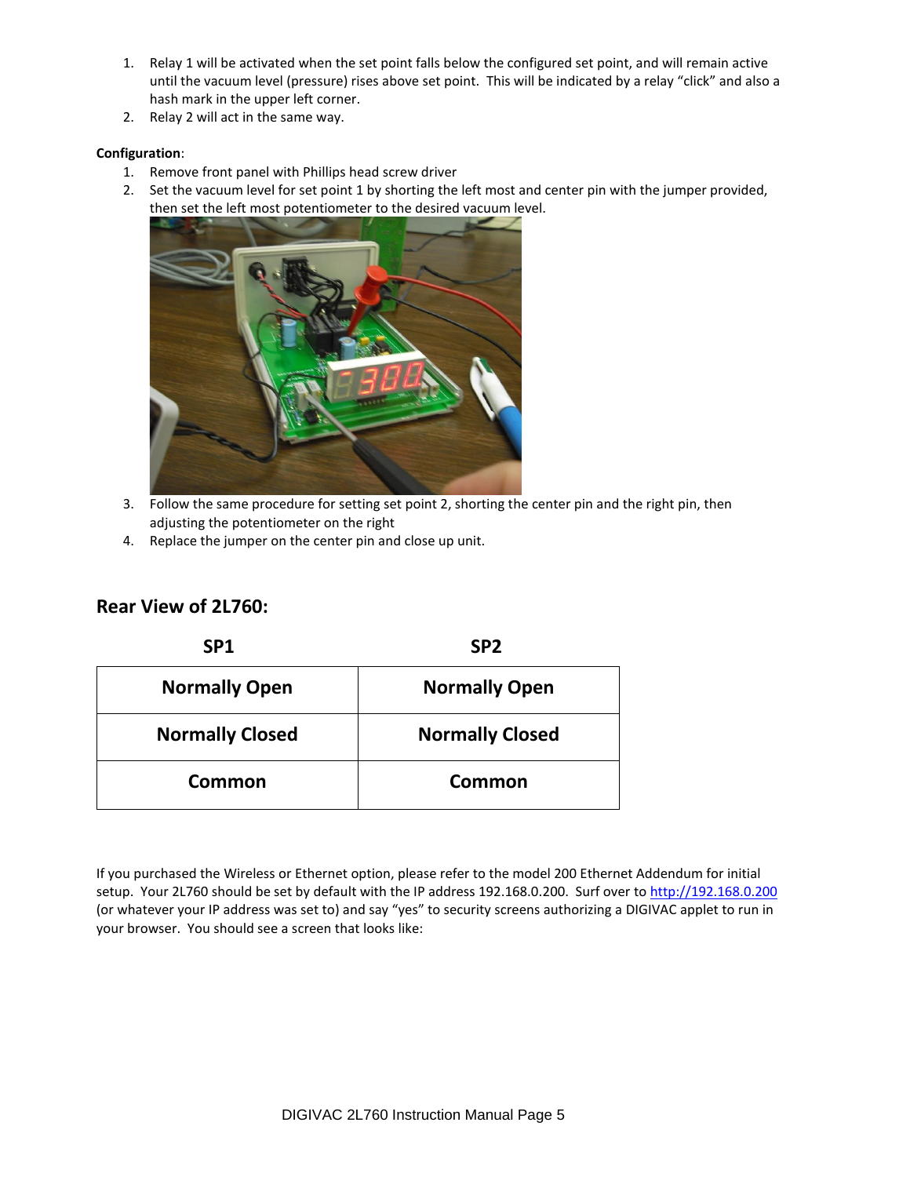1. Relay 1 will be activated when the set point falls below the configured set point, and will remain active until the vacuum level (pressure) rises above set point. This will be indicated by a relay "click" and also a hash mark in the upper left corner.
2. Relay 2 will act in the same way.

**Configuration**:

1. Remove front panel with Phillips head screw driver
2. Set the vacuum level for set point 1 by shorting the left most and center pin with the jumper provided, then set the left most potentiometer to the desired vacuum level.
3. Follow the same procedure for setting set point 2, shorting the center pin and the right pin, then adjusting the potentiometer on the right
4. Replace the jumper on the center pin and close up unit.

## Rear View of 2L760:

| SP1 | SP2 |
|---|---|
| Normally Open | Normally Open |
| Normally Closed | Normally Closed |
| Common | Common |

If you purchased the Wireless or Ethernet option, please refer to the model 200 Ethernet Addendum for initial setup. Your 2L760 should be set by default with the IP address 192.168.0.200. Surf over to http://192.168.0.200 (or whatever your IP address was set to) and say "yes" to security screens authorizing a DIGIVAC applet to run in your browser. You should see a screen that looks like: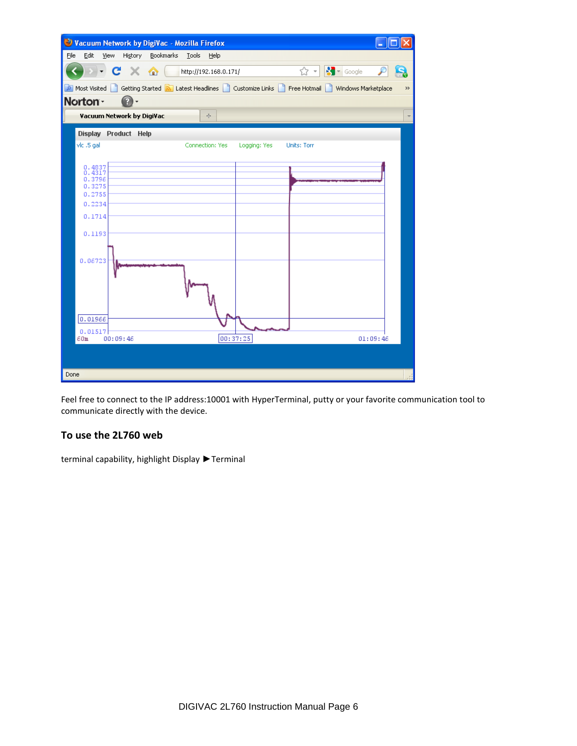Feel free to connect to the IP address:10001 with HyperTerminal, putty or your favorite communication tool to communicate directly with the device.

## To use the 2L760 web

terminal capability, highlight Display ►Terminal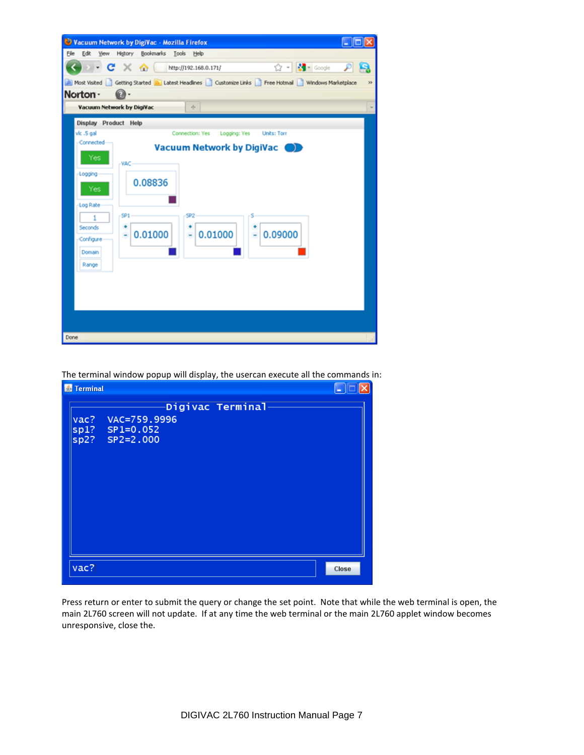The terminal window popup will display, the usercan execute all the commands in:

Press return or enter to submit the query or change the set point.  Note that while the web terminal is open, the main 2L760 screen will not update.  If at any time the web terminal or the main 2L760 applet window becomes unresponsive, close the.

DIGIVAC 2L760 Instruction Manual Page 7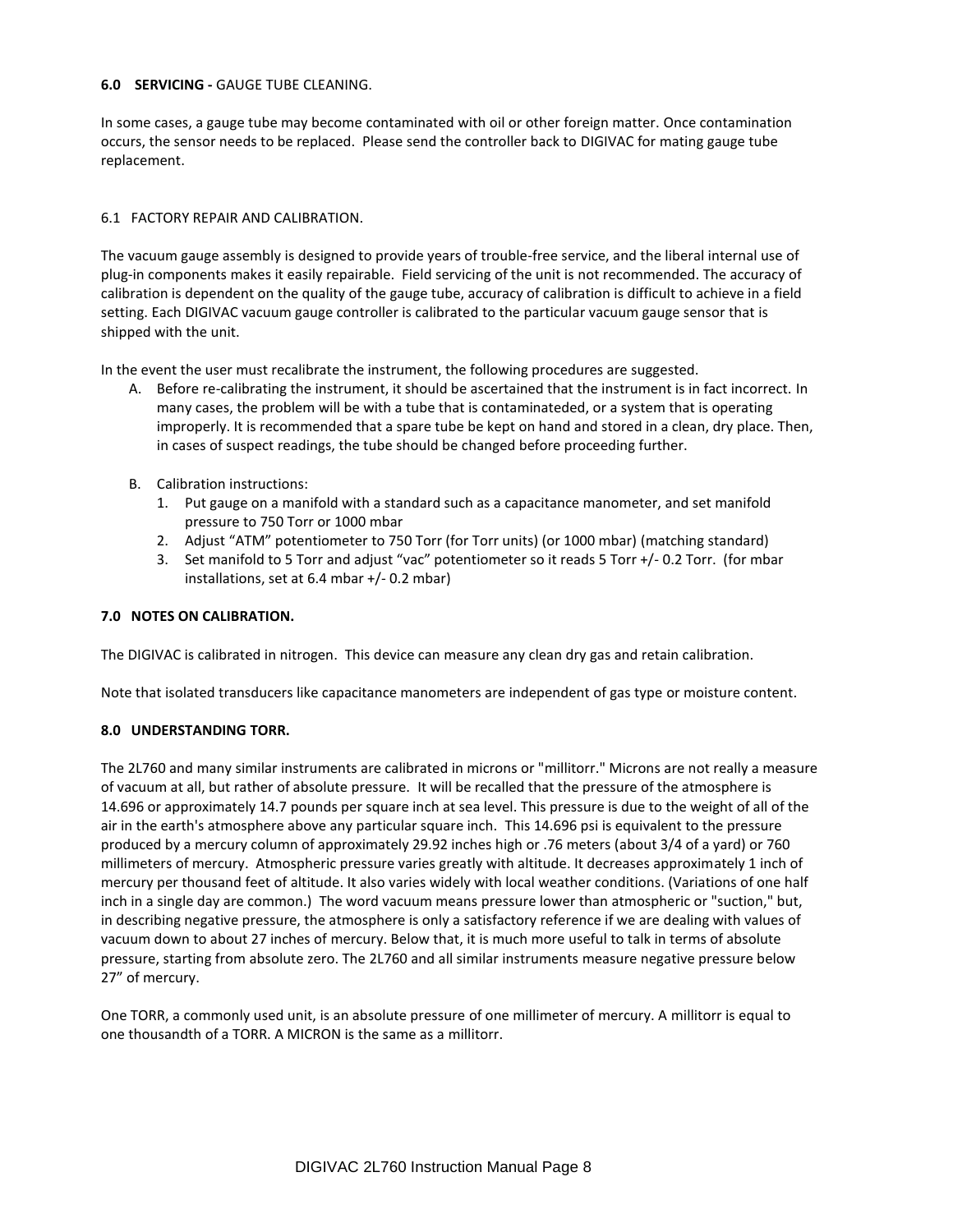**6.0 SERVICING -** GAUGE TUBE CLEANING.

In some cases, a gauge tube may become contaminated with oil or other foreign matter. Once contamination occurs, the sensor needs to be replaced. Please send the controller back to DIGIVAC for mating gauge tube replacement.

6.1 FACTORY REPAIR AND CALIBRATION.

The vacuum gauge assembly is designed to provide years of trouble-free service, and the liberal internal use of plug-in components makes it easily repairable. Field servicing of the unit is not recommended. The accuracy of calibration is dependent on the quality of the gauge tube, accuracy of calibration is difficult to achieve in a field setting. Each DIGIVAC vacuum gauge controller is calibrated to the particular vacuum gauge sensor that is shipped with the unit.

In the event the user must recalibrate the instrument, the following procedures are suggested.

A. Before re-calibrating the instrument, it should be ascertained that the instrument is in fact incorrect. In many cases, the problem will be with a tube that is contaminateded, or a system that is operating improperly. It is recommended that a spare tube be kept on hand and stored in a clean, dry place. Then, in cases of suspect readings, the tube should be changed before proceeding further.

B. Calibration instructions:
   1. Put gauge on a manifold with a standard such as a capacitance manometer, and set manifold pressure to 750 Torr or 1000 mbar
   2. Adjust “ATM” potentiometer to 750 Torr (for Torr units) (or 1000 mbar) (matching standard)
   3. Set manifold to 5 Torr and adjust “vac” potentiometer so it reads 5 Torr +/- 0.2 Torr. (for mbar installations, set at 6.4 mbar +/- 0.2 mbar)

**7.0 NOTES ON CALIBRATION.**

The DIGIVAC is calibrated in nitrogen. This device can measure any clean dry gas and retain calibration.

Note that isolated transducers like capacitance manometers are independent of gas type or moisture content.

**8.0 UNDERSTANDING TORR.**

The 2L760 and many similar instruments are calibrated in microns or "millitorr." Microns are not really a measure of vacuum at all, but rather of absolute pressure. It will be recalled that the pressure of the atmosphere is 14.696 or approximately 14.7 pounds per square inch at sea level. This pressure is due to the weight of all of the air in the earth's atmosphere above any particular square inch. This 14.696 psi is equivalent to the pressure produced by a mercury column of approximately 29.92 inches high or .76 meters (about 3/4 of a yard) or 760 millimeters of mercury. Atmospheric pressure varies greatly with altitude. It decreases approximately 1 inch of mercury per thousand feet of altitude. It also varies widely with local weather conditions. (Variations of one half inch in a single day are common.) The word vacuum means pressure lower than atmospheric or "suction," but, in describing negative pressure, the atmosphere is only a satisfactory reference if we are dealing with values of vacuum down to about 27 inches of mercury. Below that, it is much more useful to talk in terms of absolute pressure, starting from absolute zero. The 2L760 and all similar instruments measure negative pressure below 27” of mercury.

One TORR, a commonly used unit, is an absolute pressure of one millimeter of mercury. A millitorr is equal to one thousandth of a TORR. A MICRON is the same as a millitorr.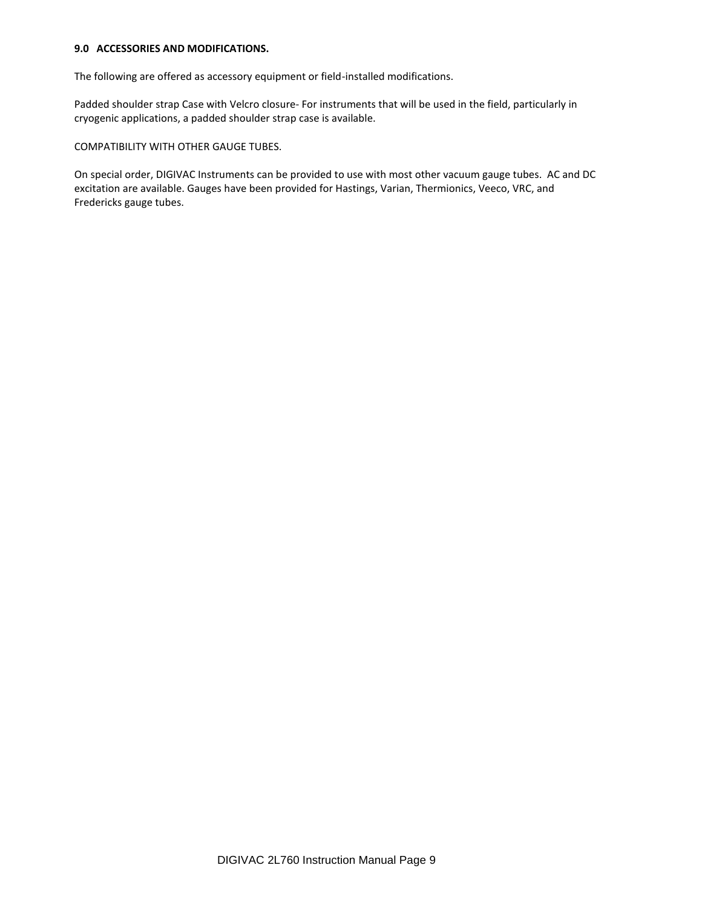## 9.0 ACCESSORIES AND MODIFICATIONS.

The following are offered as accessory equipment or field-installed modifications.

Padded shoulder strap Case with Velcro closure- For instruments that will be used in the field, particularly in cryogenic applications, a padded shoulder strap case is available.

COMPATIBILITY WITH OTHER GAUGE TUBES.

On special order, DIGIVAC Instruments can be provided to use with most other vacuum gauge tubes. AC and DC excitation are available. Gauges have been provided for Hastings, Varian, Thermionics, Veeco, VRC, and Fredericks gauge tubes.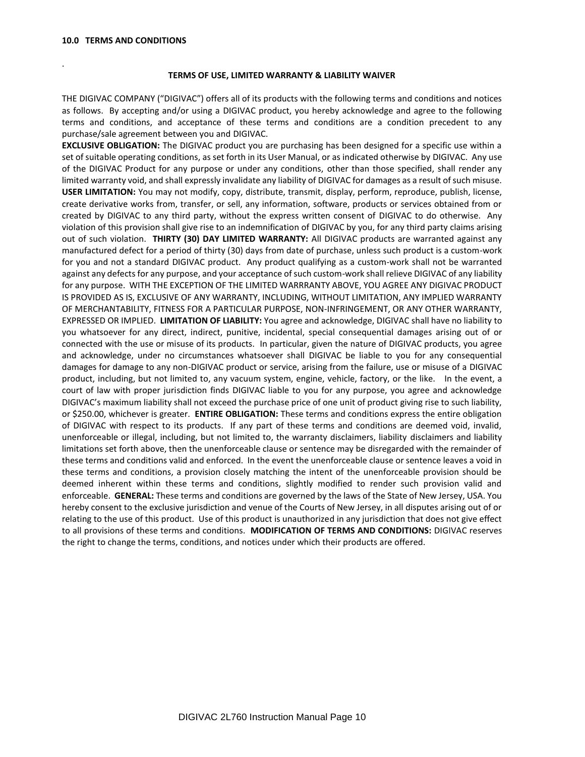## 10.0 TERMS AND CONDITIONS

.

**TERMS OF USE, LIMITED WARRANTY & LIABILITY WAIVER**

THE DIGIVAC COMPANY ("DIGIVAC") offers all of its products with the following terms and conditions and notices as follows. By accepting and/or using a DIGIVAC product, you hereby acknowledge and agree to the following terms and conditions, and acceptance of these terms and conditions are a condition precedent to any purchase/sale agreement between you and DIGIVAC.

**EXCLUSIVE OBLIGATION:** The DIGIVAC product you are purchasing has been designed for a specific use within a set of suitable operating conditions, as set forth in its User Manual, or as indicated otherwise by DIGIVAC. Any use of the DIGIVAC Product for any purpose or under any conditions, other than those specified, shall render any limited warranty void, and shall expressly invalidate any liability of DIGIVAC for damages as a result of such misuse.

**USER LIMITATION:** You may not modify, copy, distribute, transmit, display, perform, reproduce, publish, license, create derivative works from, transfer, or sell, any information, software, products or services obtained from or created by DIGIVAC to any third party, without the express written consent of DIGIVAC to do otherwise. Any violation of this provision shall give rise to an indemnification of DIGIVAC by you, for any third party claims arising out of such violation. **THIRTY (30) DAY LIMITED WARRANTY:** All DIGIVAC products are warranted against any manufactured defect for a period of thirty (30) days from date of purchase, unless such product is a custom-work for you and not a standard DIGIVAC product. Any product qualifying as a custom-work shall not be warranted against any defects for any purpose, and your acceptance of such custom-work shall relieve DIGIVAC of any liability for any purpose. WITH THE EXCEPTION OF THE LIMITED WARRRANTY ABOVE, YOU AGREE ANY DIGIVAC PRODUCT IS PROVIDED AS IS, EXCLUSIVE OF ANY WARRANTY, INCLUDING, WITHOUT LIMITATION, ANY IMPLIED WARRANTY OF MERCHANTABILITY, FITNESS FOR A PARTICULAR PURPOSE, NON-INFRINGEMENT, OR ANY OTHER WARRANTY, EXPRESSED OR IMPLIED. **LIMITATION OF LIABILITY:** You agree and acknowledge, DIGIVAC shall have no liability to you whatsoever for any direct, indirect, punitive, incidental, special consequential damages arising out of or connected with the use or misuse of its products. In particular, given the nature of DIGIVAC products, you agree and acknowledge, under no circumstances whatsoever shall DIGIVAC be liable to you for any consequential damages for damage to any non-DIGIVAC product or service, arising from the failure, use or misuse of a DIGIVAC product, including, but not limited to, any vacuum system, engine, vehicle, factory, or the like. In the event, a court of law with proper jurisdiction finds DIGIVAC liable to you for any purpose, you agree and acknowledge DIGIVAC's maximum liability shall not exceed the purchase price of one unit of product giving rise to such liability, or $250.00, whichever is greater. **ENTIRE OBLIGATION:** These terms and conditions express the entire obligation of DIGIVAC with respect to its products. If any part of these terms and conditions are deemed void, invalid, unenforceable or illegal, including, but not limited to, the warranty disclaimers, liability disclaimers and liability limitations set forth above, then the unenforceable clause or sentence may be disregarded with the remainder of these terms and conditions valid and enforced. In the event the unenforceable clause or sentence leaves a void in these terms and conditions, a provision closely matching the intent of the unenforceable provision should be deemed inherent within these terms and conditions, slightly modified to render such provision valid and enforceable. **GENERAL:** These terms and conditions are governed by the laws of the State of New Jersey, USA. You hereby consent to the exclusive jurisdiction and venue of the Courts of New Jersey, in all disputes arising out of or relating to the use of this product. Use of this product is unauthorized in any jurisdiction that does not give effect to all provisions of these terms and conditions. **MODIFICATION OF TERMS AND CONDITIONS:** DIGIVAC reserves the right to change the terms, conditions, and notices under which their products are offered.